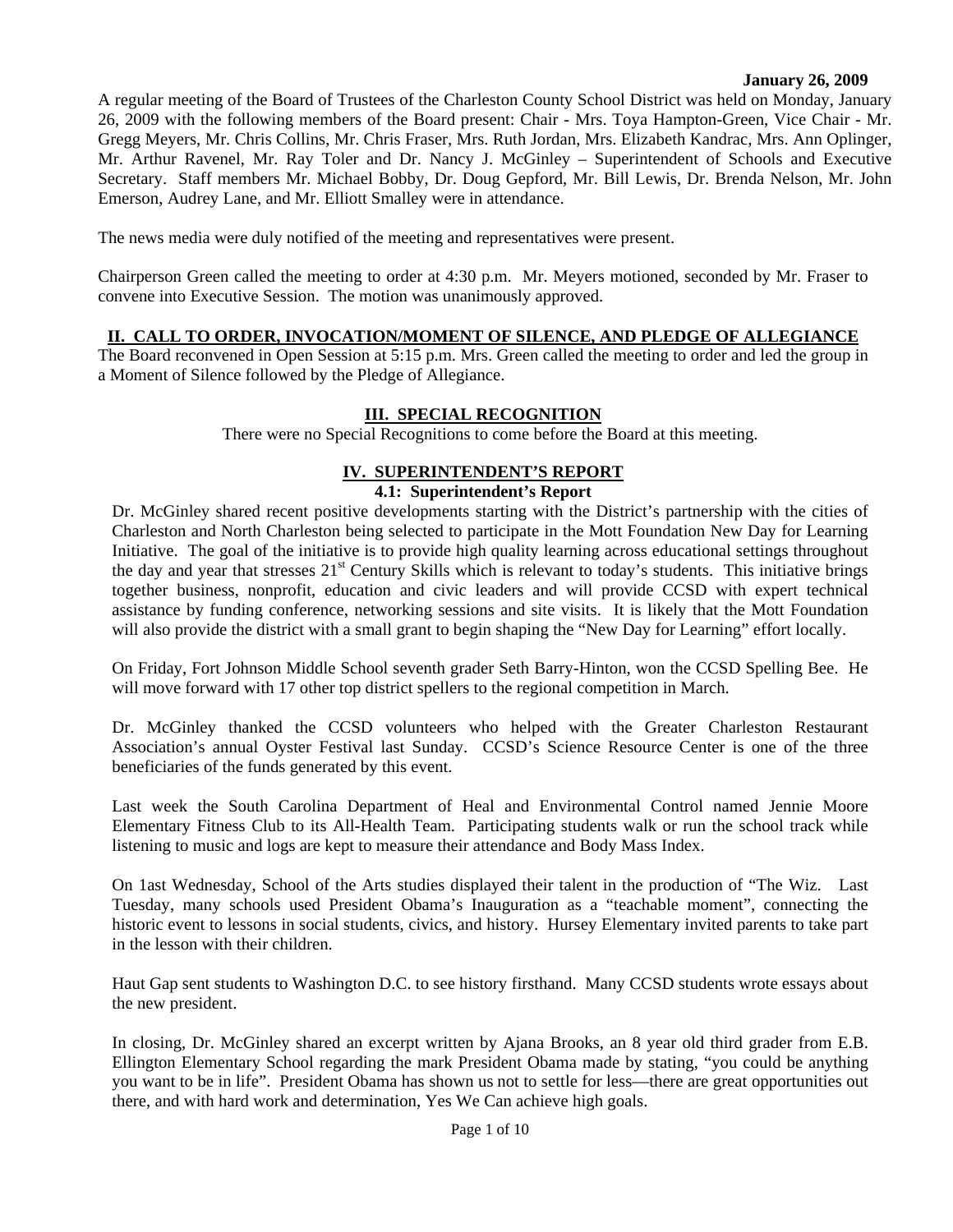**January 26, 2009**

A regular meeting of the Board of Trustees of the Charleston County School District was held on Monday, January 26, 2009 with the following members of the Board present: Chair - Mrs. Toya Hampton-Green, Vice Chair - Mr. Gregg Meyers, Mr. Chris Collins, Mr. Chris Fraser, Mrs. Ruth Jordan, Mrs. Elizabeth Kandrac, Mrs. Ann Oplinger, Mr. Arthur Ravenel, Mr. Ray Toler and Dr. Nancy J. McGinley – Superintendent of Schools and Executive Secretary. Staff members Mr. Michael Bobby, Dr. Doug Gepford, Mr. Bill Lewis, Dr. Brenda Nelson, Mr. John Emerson, Audrey Lane, and Mr. Elliott Smalley were in attendance.

The news media were duly notified of the meeting and representatives were present.

Chairperson Green called the meeting to order at 4:30 p.m. Mr. Meyers motioned, seconded by Mr. Fraser to convene into Executive Session. The motion was unanimously approved.

## II. CALL TO ORDER, INVOCATION/MOMENT OF SILENCE, AND PLEDGE OF ALLEGIANCE

The Board reconvened in Open Session at 5:15 p.m. Mrs. Green called the meeting to order and led the group in a Moment of Silence followed by the Pledge of Allegiance.

## III. SPECIAL RECOGNITION

There were no Special Recognitions to come before the Board at this meeting.

## IV. SUPERINTENDENT'S REPORT

### 4.1: Superintendent's Report

Dr. McGinley shared recent positive developments starting with the District's partnership with the cities of Charleston and North Charleston being selected to participate in the Mott Foundation New Day for Learning Initiative. The goal of the initiative is to provide high quality learning across educational settings throughout the day and year that stresses 21st Century Skills which is relevant to today's students. This initiative brings together business, nonprofit, education and civic leaders and will provide CCSD with expert technical assistance by funding conference, networking sessions and site visits. It is likely that the Mott Foundation will also provide the district with a small grant to begin shaping the "New Day for Learning" effort locally.

On Friday, Fort Johnson Middle School seventh grader Seth Barry-Hinton, won the CCSD Spelling Bee. He will move forward with 17 other top district spellers to the regional competition in March.

Dr. McGinley thanked the CCSD volunteers who helped with the Greater Charleston Restaurant Association's annual Oyster Festival last Sunday. CCSD's Science Resource Center is one of the three beneficiaries of the funds generated by this event.

Last week the South Carolina Department of Heal and Environmental Control named Jennie Moore Elementary Fitness Club to its All-Health Team. Participating students walk or run the school track while listening to music and logs are kept to measure their attendance and Body Mass Index.

On 1ast Wednesday, School of the Arts studies displayed their talent in the production of "The Wiz. Last Tuesday, many schools used President Obama's Inauguration as a "teachable moment", connecting the historic event to lessons in social students, civics, and history. Hursey Elementary invited parents to take part in the lesson with their children.

Haut Gap sent students to Washington D.C. to see history firsthand. Many CCSD students wrote essays about the new president.

In closing, Dr. McGinley shared an excerpt written by Ajana Brooks, an 8 year old third grader from E.B. Ellington Elementary School regarding the mark President Obama made by stating, "you could be anything you want to be in life". President Obama has shown us not to settle for less—there are great opportunities out there, and with hard work and determination, Yes We Can achieve high goals.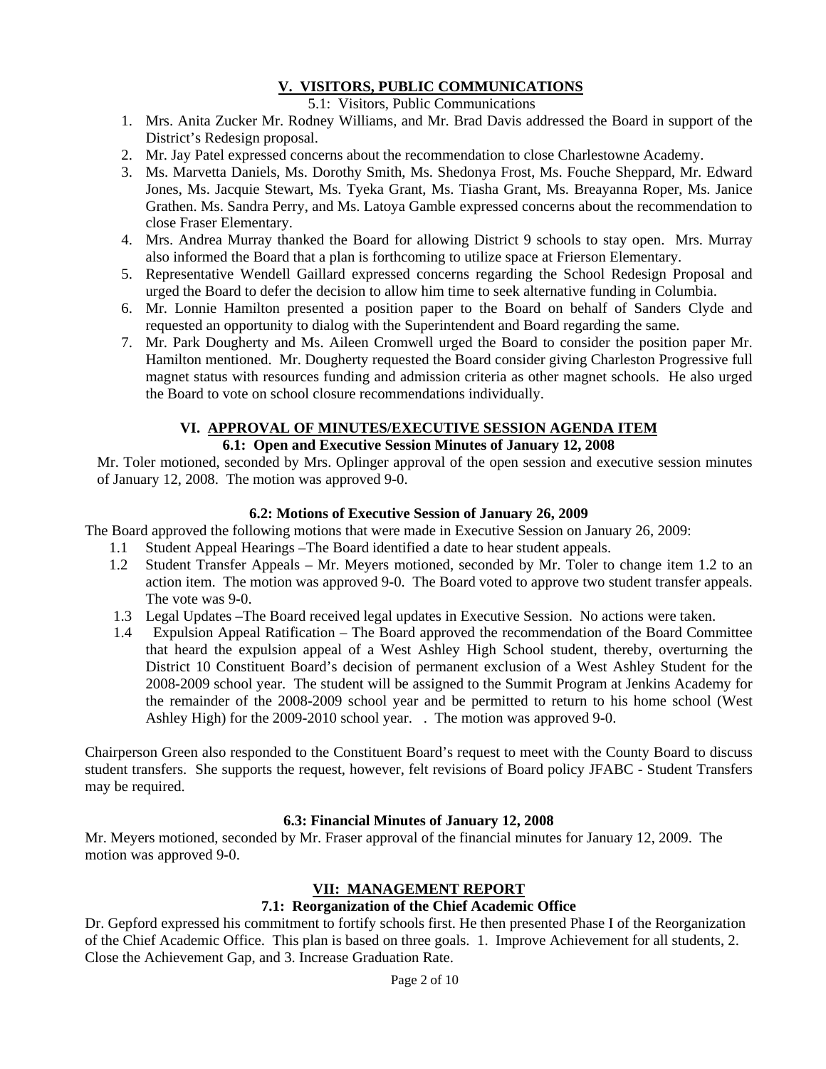## V. VISITORS, PUBLIC COMMUNICATIONS

5.1: Visitors, Public Communications

1. Mrs. Anita Zucker Mr. Rodney Williams, and Mr. Brad Davis addressed the Board in support of the District's Redesign proposal.
2. Mr. Jay Patel expressed concerns about the recommendation to close Charlestowne Academy.
3. Ms. Marvetta Daniels, Ms. Dorothy Smith, Ms. Shedonya Frost, Ms. Fouche Sheppard, Mr. Edward Jones, Ms. Jacquie Stewart, Ms. Tyeka Grant, Ms. Tiasha Grant, Ms. Breayanna Roper, Ms. Janice Grathen. Ms. Sandra Perry, and Ms. Latoya Gamble expressed concerns about the recommendation to close Fraser Elementary.
4. Mrs. Andrea Murray thanked the Board for allowing District 9 schools to stay open. Mrs. Murray also informed the Board that a plan is forthcoming to utilize space at Frierson Elementary.
5. Representative Wendell Gaillard expressed concerns regarding the School Redesign Proposal and urged the Board to defer the decision to allow him time to seek alternative funding in Columbia.
6. Mr. Lonnie Hamilton presented a position paper to the Board on behalf of Sanders Clyde and requested an opportunity to dialog with the Superintendent and Board regarding the same.
7. Mr. Park Dougherty and Ms. Aileen Cromwell urged the Board to consider the position paper Mr. Hamilton mentioned. Mr. Dougherty requested the Board consider giving Charleston Progressive full magnet status with resources funding and admission criteria as other magnet schools. He also urged the Board to vote on school closure recommendations individually.

## VI. APPROVAL OF MINUTES/EXECUTIVE SESSION AGENDA ITEM

### 6.1: Open and Executive Session Minutes of January 12, 2008

Mr. Toler motioned, seconded by Mrs. Oplinger approval of the open session and executive session minutes of January 12, 2008. The motion was approved 9-0.

### 6.2: Motions of Executive Session of January 26, 2009

The Board approved the following motions that were made in Executive Session on January 26, 2009:

1.1 Student Appeal Hearings –The Board identified a date to hear student appeals.

1.2 Student Transfer Appeals – Mr. Meyers motioned, seconded by Mr. Toler to change item 1.2 to an action item. The motion was approved 9-0. The Board voted to approve two student transfer appeals. The vote was 9-0.

1.3 Legal Updates –The Board received legal updates in Executive Session. No actions were taken.

1.4 Expulsion Appeal Ratification – The Board approved the recommendation of the Board Committee that heard the expulsion appeal of a West Ashley High School student, thereby, overturning the District 10 Constituent Board's decision of permanent exclusion of a West Ashley Student for the 2008-2009 school year. The student will be assigned to the Summit Program at Jenkins Academy for the remainder of the 2008-2009 school year and be permitted to return to his home school (West Ashley High) for the 2009-2010 school year. . The motion was approved 9-0.

Chairperson Green also responded to the Constituent Board's request to meet with the County Board to discuss student transfers. She supports the request, however, felt revisions of Board policy JFABC - Student Transfers may be required.

### 6.3: Financial Minutes of January 12, 2008

Mr. Meyers motioned, seconded by Mr. Fraser approval of the financial minutes for January 12, 2009. The motion was approved 9-0.

## VII: MANAGEMENT REPORT

### 7.1: Reorganization of the Chief Academic Office

Dr. Gepford expressed his commitment to fortify schools first. He then presented Phase I of the Reorganization of the Chief Academic Office. This plan is based on three goals. 1. Improve Achievement for all students, 2. Close the Achievement Gap, and 3. Increase Graduation Rate.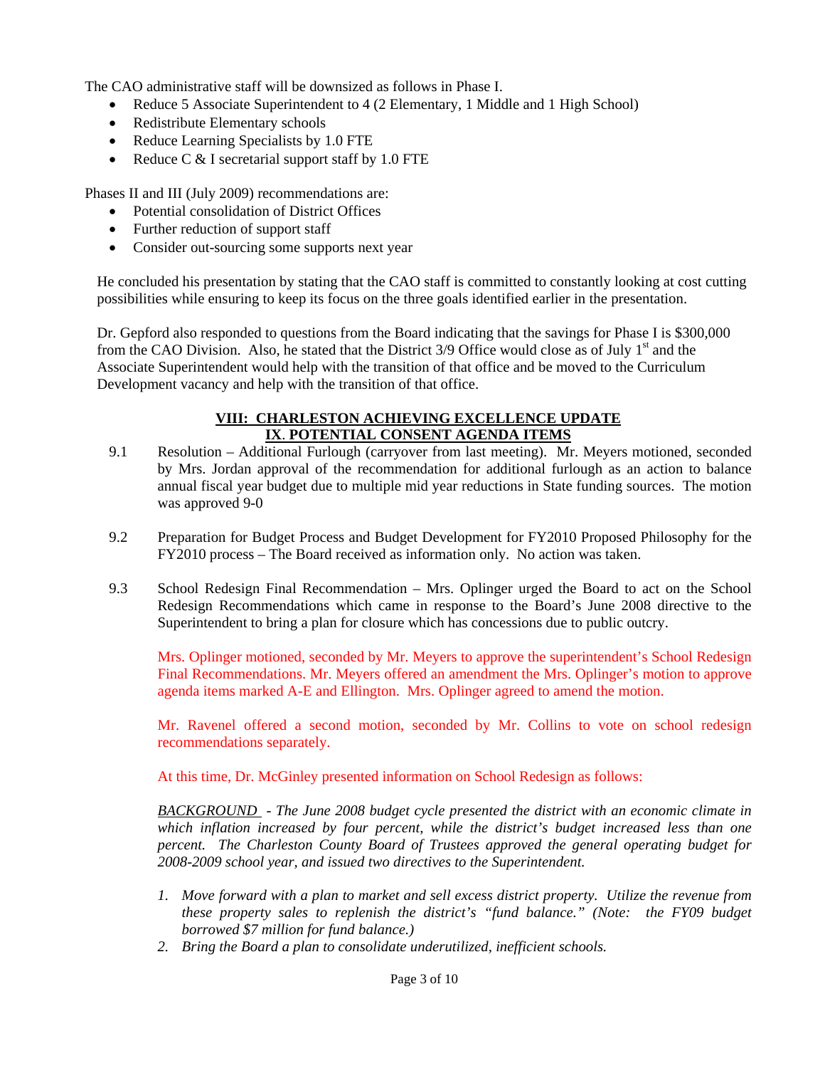The CAO administrative staff will be downsized as follows in Phase I.

- Reduce 5 Associate Superintendent to 4 (2 Elementary, 1 Middle and 1 High School)
- Redistribute Elementary schools
- Reduce Learning Specialists by 1.0 FTE
- Reduce C & I secretarial support staff by 1.0 FTE

Phases II and III (July 2009) recommendations are:

- Potential consolidation of District Offices
- Further reduction of support staff
- Consider out-sourcing some supports next year

He concluded his presentation by stating that the CAO staff is committed to constantly looking at cost cutting possibilities while ensuring to keep its focus on the three goals identified earlier in the presentation.

Dr. Gepford also responded to questions from the Board indicating that the savings for Phase I is $300,000 from the CAO Division. Also, he stated that the District 3/9 Office would close as of July 1st and the Associate Superintendent would help with the transition of that office and be moved to the Curriculum Development vacancy and help with the transition of that office.

## VIII: CHARLESTON ACHIEVING EXCELLENCE UPDATE

## IX. POTENTIAL CONSENT AGENDA ITEMS

9.1 Resolution – Additional Furlough (carryover from last meeting). Mr. Meyers motioned, seconded by Mrs. Jordan approval of the recommendation for additional furlough as an action to balance annual fiscal year budget due to multiple mid year reductions in State funding sources. The motion was approved 9-0

9.2 Preparation for Budget Process and Budget Development for FY2010 Proposed Philosophy for the FY2010 process – The Board received as information only. No action was taken.

9.3 School Redesign Final Recommendation – Mrs. Oplinger urged the Board to act on the School Redesign Recommendations which came in response to the Board's June 2008 directive to the Superintendent to bring a plan for closure which has concessions due to public outcry.

Mrs. Oplinger motioned, seconded by Mr. Meyers to approve the superintendent's School Redesign Final Recommendations. Mr. Meyers offered an amendment the Mrs. Oplinger's motion to approve agenda items marked A-E and Ellington. Mrs. Oplinger agreed to amend the motion.

Mr. Ravenel offered a second motion, seconded by Mr. Collins to vote on school redesign recommendations separately.

At this time, Dr. McGinley presented information on School Redesign as follows:

*BACKGROUND - The June 2008 budget cycle presented the district with an economic climate in which inflation increased by four percent, while the district's budget increased less than one percent. The Charleston County Board of Trustees approved the general operating budget for 2008-2009 school year, and issued two directives to the Superintendent.*

1. *Move forward with a plan to market and sell excess district property. Utilize the revenue from these property sales to replenish the district's "fund balance." (Note: the FY09 budget borrowed $7 million for fund balance.)*
2. *Bring the Board a plan to consolidate underutilized, inefficient schools.*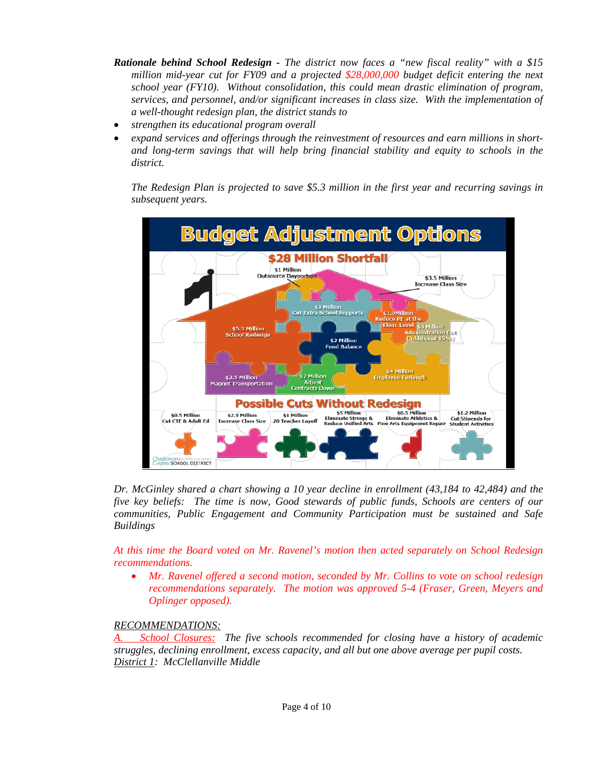***Rationale behind School Redesign*** *- The district now faces a "new fiscal reality" with a $15 million mid-year cut for FY09 and a projected $28,000,000 budget deficit entering the next school year (FY10). Without consolidation, this could mean drastic elimination of program, services, and personnel, and/or significant increases in class size. With the implementation of a well-thought redesign plan, the district stands to*

- *strengthen its educational program overall*
- *expand services and offerings through the reinvestment of resources and earn millions in short- and long-term savings that will help bring financial stability and equity to schools in the district.*

*The Redesign Plan is projected to save $5.3 million in the first year and recurring savings in subsequent years.*

**Budget Adjustment Options**

**$28 Million Shortfall**

- $1 Million Outsource Dayporters
- $3.5 Million Increase Class Size
- $3 Million Cut Extra School Supports
- $1.9Million Reduce PE at the Elem. Level
- $3 Million Administration Cut (Additional 15%)
- $5.3 Million School Redesign
- $2 Million Fund Balance
- $4 Million Employee Furlough
- $2.5 Million Magnet Transportation
- $2 Million Adjust Contracts Down

**Possible Cuts Without Redesign**

- $0.5 Million Cut CTE & Adult Ed
- $2.5 Million Increase Class Size
- $1 Million 20 Teacher Layoff
- $5 Million Eliminate Strings & Reduce Unified Arts
- $0.5 Million Eliminate Athletics & Fine Arts Equipment Repair
- $1.2 Million Cut Stipends for Student Activities

Charleston County SCHOOL DISTRICT

*Dr. McGinley shared a chart showing a 10 year decline in enrollment (43,184 to 42,484) and the five key beliefs: The time is now, Good stewards of public funds, Schools are centers of our communities, Public Engagement and Community Participation must be sustained and Safe Buildings*

*At this time the Board voted on Mr. Ravenel's motion then acted separately on School Redesign recommendations.*

- *Mr. Ravenel offered a second motion, seconded by Mr. Collins to vote on school redesign recommendations separately. The motion was approved 5-4 (Fraser, Green, Meyers and Oplinger opposed).*

*RECOMMENDATIONS:*

*A. School Closures:* *The five schools recommended for closing have a history of academic struggles, declining enrollment, excess capacity, and all but one above average per pupil costs.*

*District 1: McClellanville Middle*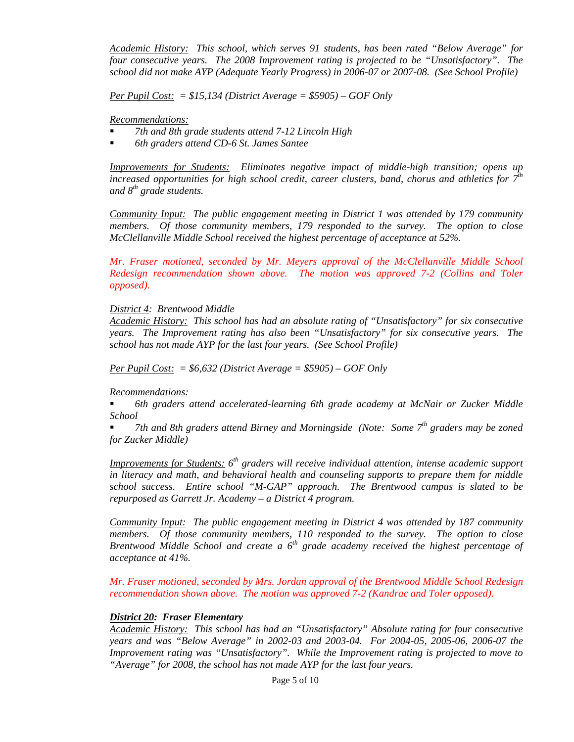*<u>Academic History:</u> This school, which serves 91 students, has been rated "Below Average" for four consecutive years. The 2008 Improvement rating is projected to be "Unsatisfactory". The school did not make AYP (Adequate Yearly Progress) in 2006-07 or 2007-08. (See School Profile)*

*<u>Per Pupil Cost:</u> = $15,134 (District Average = $5905) – GOF Only*

*<u>Recommendations:</u>*

- *7th and 8th grade students attend 7-12 Lincoln High*
- *6th graders attend CD-6 St. James Santee*

*<u>Improvements for Students:</u> Eliminates negative impact of middle-high transition; opens up increased opportunities for high school credit, career clusters, band, chorus and athletics for 7th and 8th grade students.*

*<u>Community Input:</u> The public engagement meeting in District 1 was attended by 179 community members. Of those community members, 179 responded to the survey. The option to close McClellanville Middle School received the highest percentage of acceptance at 52%.*

*Mr. Fraser motioned, seconded by Mr. Meyers approval of the McClellanville Middle School Redesign recommendation shown above. The motion was approved 7-2 (Collins and Toler opposed).*

*<u>District 4</u>: Brentwood Middle*
*<u>Academic History:</u> This school has had an absolute rating of "Unsatisfactory" for six consecutive years. The Improvement rating has also been "Unsatisfactory" for six consecutive years. The school has not made AYP for the last four years. (See School Profile)*

*<u>Per Pupil Cost:</u> = $6,632 (District Average = $5905) – GOF Only*

*<u>Recommendations:</u>*

- *6th graders attend accelerated-learning 6th grade academy at McNair or Zucker Middle School*
- *7th and 8th graders attend Birney and Morningside (Note: Some 7th graders may be zoned for Zucker Middle)*

*<u>Improvements for Students:</u> 6th graders will receive individual attention, intense academic support in literacy and math, and behavioral health and counseling supports to prepare them for middle school success. Entire school "M-GAP" approach. The Brentwood campus is slated to be repurposed as Garrett Jr. Academy – a District 4 program.*

*<u>Community Input:</u> The public engagement meeting in District 4 was attended by 187 community members. Of those community members, 110 responded to the survey. The option to close Brentwood Middle School and create a 6th grade academy received the highest percentage of acceptance at 41%.*

*Mr. Fraser motioned, seconded by Mrs. Jordan approval of the Brentwood Middle School Redesign recommendation shown above. The motion was approved 7-2 (Kandrac and Toler opposed).*

***<u>District 20</u>: Fraser Elementary***
*<u>Academic History:</u> This school has had an "Unsatisfactory" Absolute rating for four consecutive years and was "Below Average" in 2002-03 and 2003-04. For 2004-05, 2005-06, 2006-07 the Improvement rating was "Unsatisfactory". While the Improvement rating is projected to move to "Average" for 2008, the school has not made AYP for the last four years.*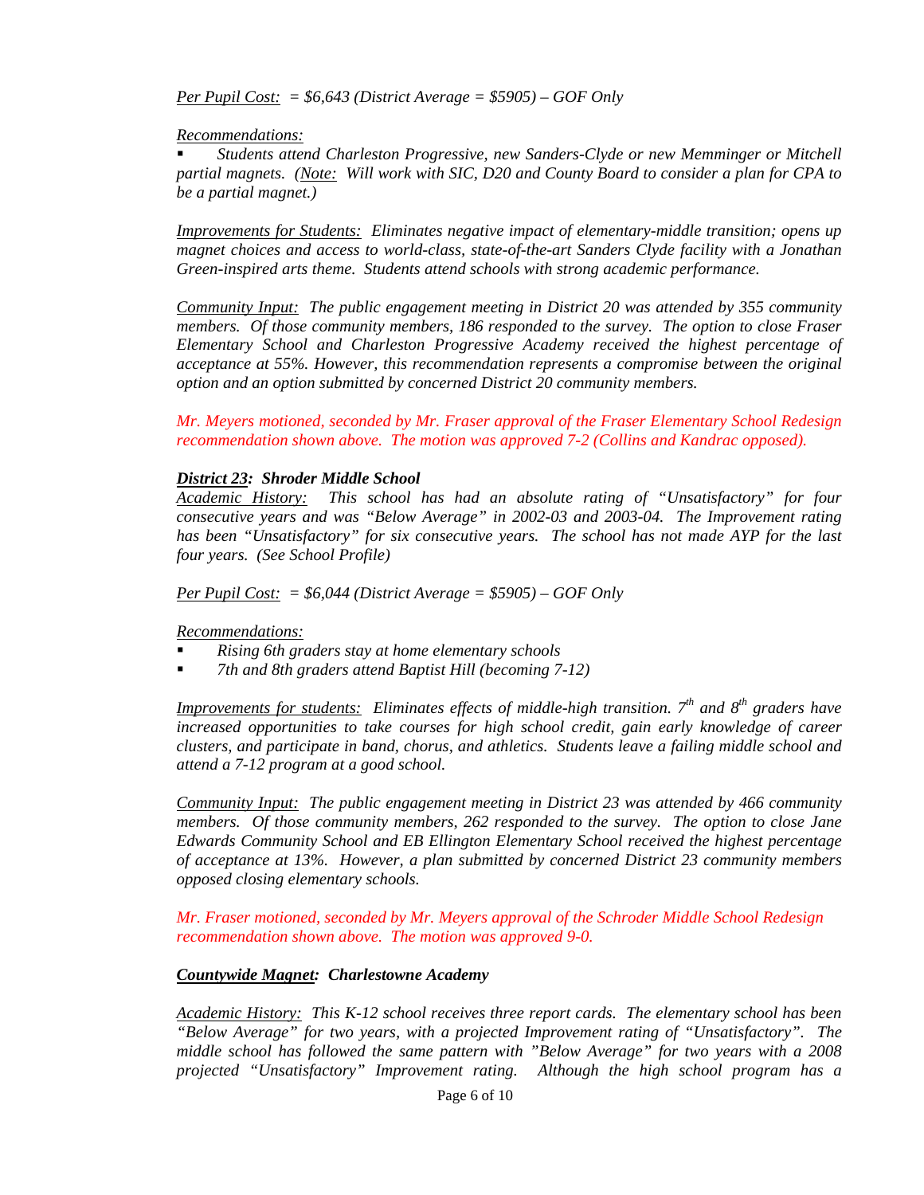*Per Pupil Cost: = $6,643 (District Average = $5905) – GOF Only*

*Recommendations:*

- *Students attend Charleston Progressive, new Sanders-Clyde or new Memminger or Mitchell partial magnets. (Note: Will work with SIC, D20 and County Board to consider a plan for CPA to be a partial magnet.)*

*Improvements for Students: Eliminates negative impact of elementary-middle transition; opens up magnet choices and access to world-class, state-of-the-art Sanders Clyde facility with a Jonathan Green-inspired arts theme. Students attend schools with strong academic performance.*

*Community Input: The public engagement meeting in District 20 was attended by 355 community members. Of those community members, 186 responded to the survey. The option to close Fraser Elementary School and Charleston Progressive Academy received the highest percentage of acceptance at 55%. However, this recommendation represents a compromise between the original option and an option submitted by concerned District 20 community members.*

*Mr. Meyers motioned, seconded by Mr. Fraser approval of the Fraser Elementary School Redesign recommendation shown above. The motion was approved 7-2 (Collins and Kandrac opposed).*

***District 23: Shroder Middle School***

*Academic History: This school has had an absolute rating of "Unsatisfactory" for four consecutive years and was "Below Average" in 2002-03 and 2003-04. The Improvement rating has been "Unsatisfactory" for six consecutive years. The school has not made AYP for the last four years. (See School Profile)*

*Per Pupil Cost: = $6,044 (District Average = $5905) – GOF Only*

*Recommendations:*

- *Rising 6th graders stay at home elementary schools*
- *7th and 8th graders attend Baptist Hill (becoming 7-12)*

*Improvements for students: Eliminates effects of middle-high transition. 7th and 8th graders have increased opportunities to take courses for high school credit, gain early knowledge of career clusters, and participate in band, chorus, and athletics. Students leave a failing middle school and attend a 7-12 program at a good school.*

*Community Input: The public engagement meeting in District 23 was attended by 466 community members. Of those community members, 262 responded to the survey. The option to close Jane Edwards Community School and EB Ellington Elementary School received the highest percentage of acceptance at 13%. However, a plan submitted by concerned District 23 community members opposed closing elementary schools.*

*Mr. Fraser motioned, seconded by Mr. Meyers approval of the Schroder Middle School Redesign recommendation shown above. The motion was approved 9-0.*

***Countywide Magnet: Charlestowne Academy***

*Academic History: This K-12 school receives three report cards. The elementary school has been "Below Average" for two years, with a projected Improvement rating of "Unsatisfactory". The middle school has followed the same pattern with "Below Average" for two years with a 2008 projected "Unsatisfactory" Improvement rating. Although the high school program has a*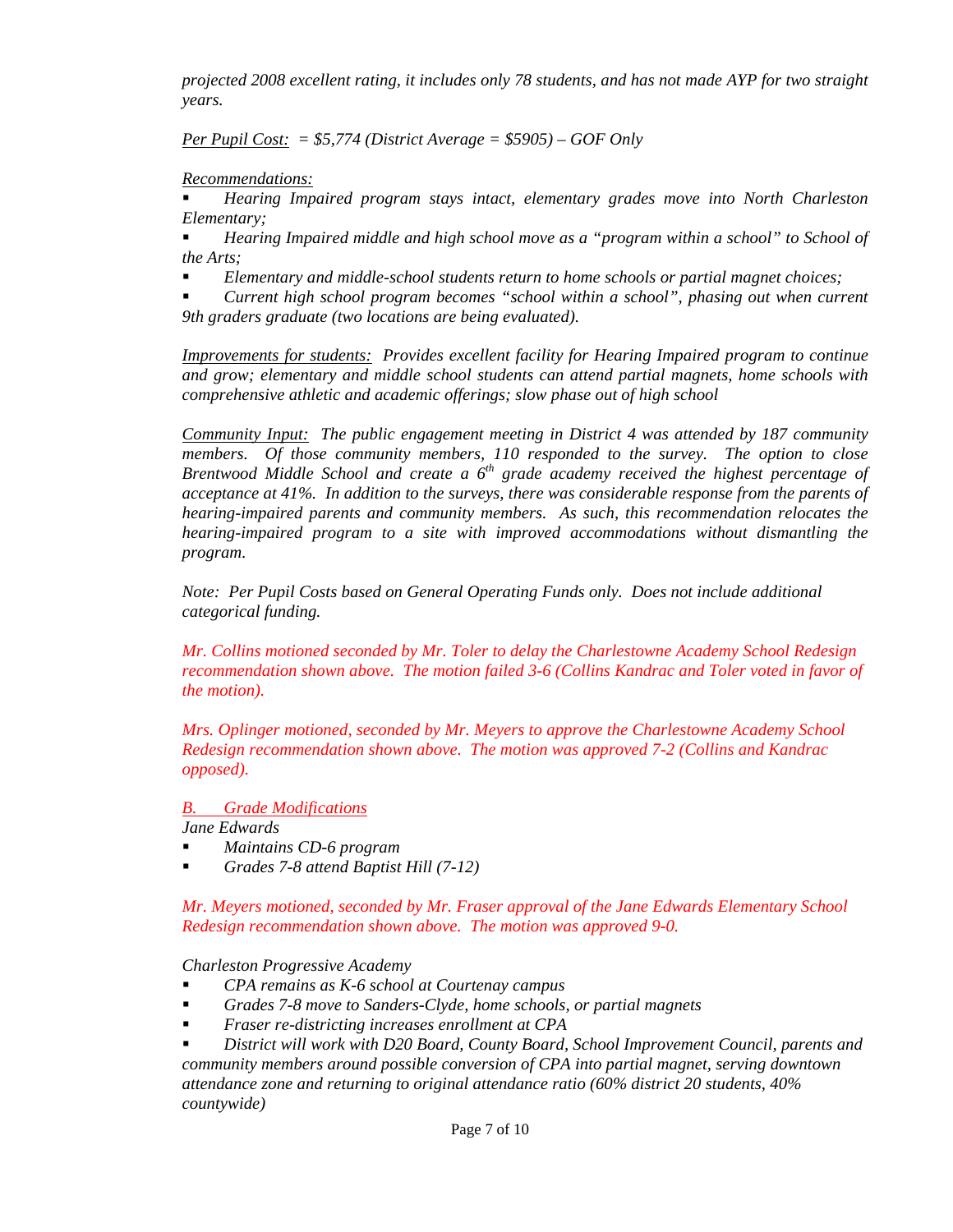*projected 2008 excellent rating, it includes only 78 students, and has not made AYP for two straight years.*

*<u>Per Pupil Cost:</u> = $5,774 (District Average = $5905) – GOF Only*

*<u>Recommendations:</u>*

- *Hearing Impaired program stays intact, elementary grades move into North Charleston Elementary;*
- *Hearing Impaired middle and high school move as a "program within a school" to School of the Arts;*
- *Elementary and middle-school students return to home schools or partial magnet choices;*
- *Current high school program becomes "school within a school", phasing out when current 9th graders graduate (two locations are being evaluated).*

*<u>Improvements for students:</u> Provides excellent facility for Hearing Impaired program to continue and grow; elementary and middle school students can attend partial magnets, home schools with comprehensive athletic and academic offerings; slow phase out of high school*

*<u>Community Input:</u> The public engagement meeting in District 4 was attended by 187 community members. Of those community members, 110 responded to the survey. The option to close Brentwood Middle School and create a 6th grade academy received the highest percentage of acceptance at 41%. In addition to the surveys, there was considerable response from the parents of hearing-impaired parents and community members. As such, this recommendation relocates the hearing-impaired program to a site with improved accommodations without dismantling the program.*

*Note: Per Pupil Costs based on General Operating Funds only. Does not include additional categorical funding.*

*Mr. Collins motioned seconded by Mr. Toler to delay the Charlestowne Academy School Redesign recommendation shown above. The motion failed 3-6 (Collins Kandrac and Toler voted in favor of the motion).*

*Mrs. Oplinger motioned, seconded by Mr. Meyers to approve the Charlestowne Academy School Redesign recommendation shown above. The motion was approved 7-2 (Collins and Kandrac opposed).*

*<u>B. Grade Modifications</u>*

*Jane Edwards*

- *Maintains CD-6 program*
- *Grades 7-8 attend Baptist Hill (7-12)*

*Mr. Meyers motioned, seconded by Mr. Fraser approval of the Jane Edwards Elementary School Redesign recommendation shown above. The motion was approved 9-0.*

*Charleston Progressive Academy*

- *CPA remains as K-6 school at Courtenay campus*
- *Grades 7-8 move to Sanders-Clyde, home schools, or partial magnets*
- *Fraser re-districting increases enrollment at CPA*
- *District will work with D20 Board, County Board, School Improvement Council, parents and community members around possible conversion of CPA into partial magnet, serving downtown attendance zone and returning to original attendance ratio (60% district 20 students, 40% countywide)*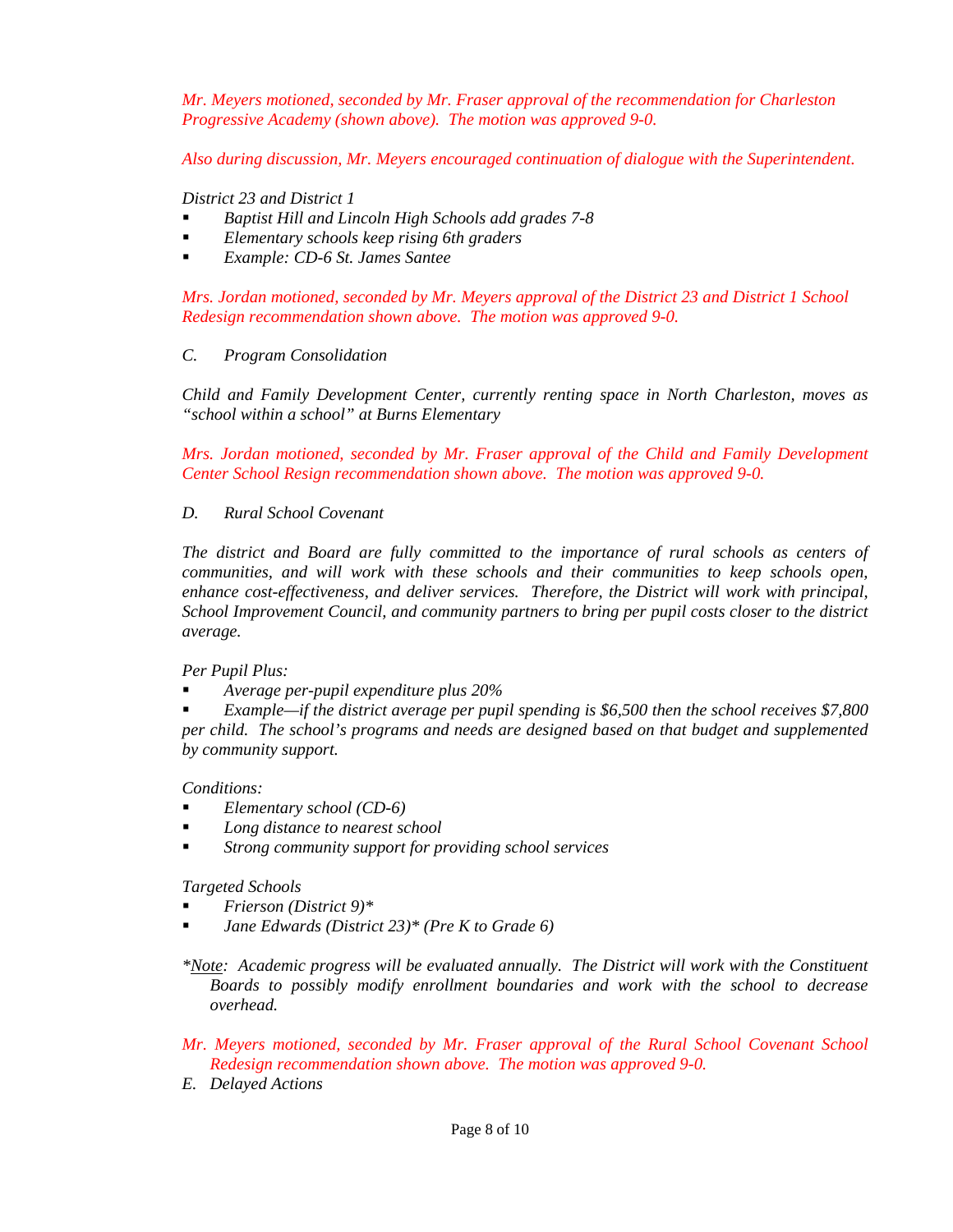*Mr. Meyers motioned, seconded by Mr. Fraser approval of the recommendation for Charleston Progressive Academy (shown above). The motion was approved 9-0.*

*Also during discussion, Mr. Meyers encouraged continuation of dialogue with the Superintendent.*

*District 23 and District 1*

- *Baptist Hill and Lincoln High Schools add grades 7-8*
- *Elementary schools keep rising 6th graders*
- *Example: CD-6 St. James Santee*

*Mrs. Jordan motioned, seconded by Mr. Meyers approval of the District 23 and District 1 School Redesign recommendation shown above. The motion was approved 9-0.*

*C. Program Consolidation*

*Child and Family Development Center, currently renting space in North Charleston, moves as "school within a school" at Burns Elementary*

*Mrs. Jordan motioned, seconded by Mr. Fraser approval of the Child and Family Development Center School Resign recommendation shown above. The motion was approved 9-0.*

*D. Rural School Covenant*

*The district and Board are fully committed to the importance of rural schools as centers of communities, and will work with these schools and their communities to keep schools open, enhance cost-effectiveness, and deliver services. Therefore, the District will work with principal, School Improvement Council, and community partners to bring per pupil costs closer to the district average.*

*Per Pupil Plus:*

- *Average per-pupil expenditure plus 20%*
- *Example—if the district average per pupil spending is $6,500 then the school receives $7,800 per child. The school's programs and needs are designed based on that budget and supplemented by community support.*

*Conditions:*

- *Elementary school (CD-6)*
- *Long distance to nearest school*
- *Strong community support for providing school services*

*Targeted Schools*

- *Frierson (District 9)**
- *Jane Edwards (District 23)** *(Pre K to Grade 6)*

**Note: Academic progress will be evaluated annually. The District will work with the Constituent Boards to possibly modify enrollment boundaries and work with the school to decrease overhead.*

*Mr. Meyers motioned, seconded by Mr. Fraser approval of the Rural School Covenant School Redesign recommendation shown above. The motion was approved 9-0.*

*E. Delayed Actions*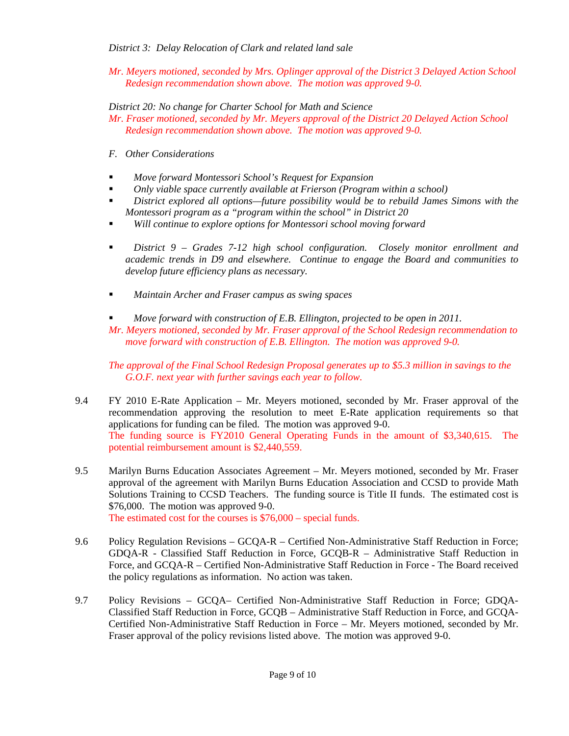*District 3: Delay Relocation of Clark and related land sale*

*Mr. Meyers motioned, seconded by Mrs. Oplinger approval of the District 3 Delayed Action School Redesign recommendation shown above. The motion was approved 9-0.*

*District 20: No change for Charter School for Math and Science*

*Mr. Fraser motioned, seconded by Mr. Meyers approval of the District 20 Delayed Action School Redesign recommendation shown above. The motion was approved 9-0.*

*F. Other Considerations*

- *Move forward Montessori School's Request for Expansion*
- *Only viable space currently available at Frierson (Program within a school)*
- *District explored all options—future possibility would be to rebuild James Simons with the Montessori program as a "program within the school" in District 20*
- *Will continue to explore options for Montessori school moving forward*

- *District 9 – Grades 7-12 high school configuration. Closely monitor enrollment and academic trends in D9 and elsewhere. Continue to engage the Board and communities to develop future efficiency plans as necessary.*

- *Maintain Archer and Fraser campus as swing spaces*

- *Move forward with construction of E.B. Ellington, projected to be open in 2011.*

*Mr. Meyers motioned, seconded by Mr. Fraser approval of the School Redesign recommendation to move forward with construction of E.B. Ellington. The motion was approved 9-0.*

*The approval of the Final School Redesign Proposal generates up to $5.3 million in savings to the G.O.F. next year with further savings each year to follow.*

9.4 FY 2010 E-Rate Application – Mr. Meyers motioned, seconded by Mr. Fraser approval of the recommendation approving the resolution to meet E-Rate application requirements so that applications for funding can be filed. The motion was approved 9-0.
The funding source is FY2010 General Operating Funds in the amount of $3,340,615. The potential reimbursement amount is $2,440,559.

9.5 Marilyn Burns Education Associates Agreement – Mr. Meyers motioned, seconded by Mr. Fraser approval of the agreement with Marilyn Burns Education Association and CCSD to provide Math Solutions Training to CCSD Teachers. The funding source is Title II funds. The estimated cost is $76,000. The motion was approved 9-0.
The estimated cost for the courses is $76,000 – special funds.

9.6 Policy Regulation Revisions – GCQA-R – Certified Non-Administrative Staff Reduction in Force; GDQA-R - Classified Staff Reduction in Force, GCQB-R – Administrative Staff Reduction in Force, and GCQA-R – Certified Non-Administrative Staff Reduction in Force - The Board received the policy regulations as information. No action was taken.

9.7 Policy Revisions – GCQA– Certified Non-Administrative Staff Reduction in Force; GDQA-Classified Staff Reduction in Force, GCQB – Administrative Staff Reduction in Force, and GCQA-Certified Non-Administrative Staff Reduction in Force – Mr. Meyers motioned, seconded by Mr. Fraser approval of the policy revisions listed above. The motion was approved 9-0.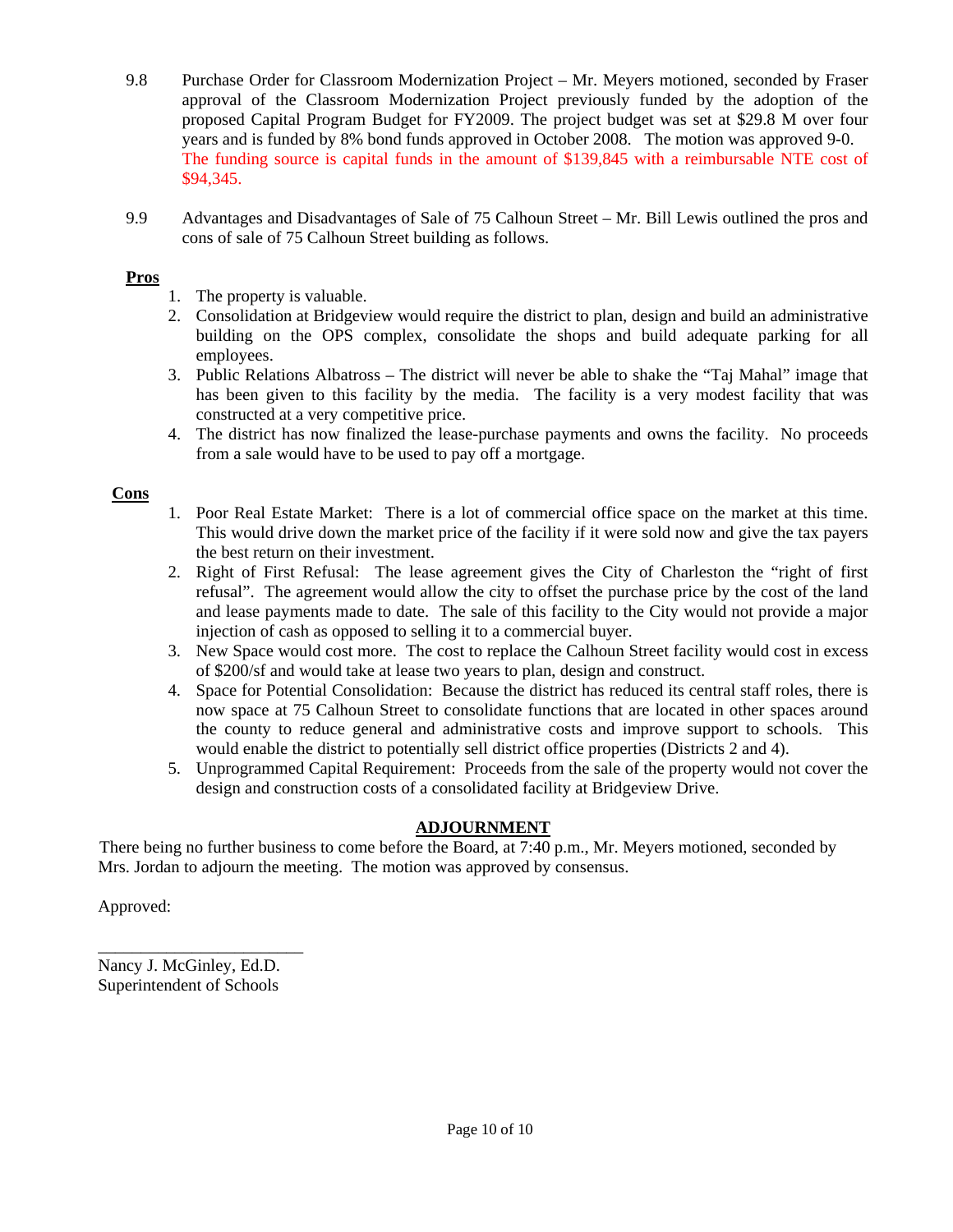9.8 Purchase Order for Classroom Modernization Project – Mr. Meyers motioned, seconded by Fraser approval of the Classroom Modernization Project previously funded by the adoption of the proposed Capital Program Budget for FY2009. The project budget was set at $29.8 M over four years and is funded by 8% bond funds approved in October 2008. The motion was approved 9-0. The funding source is capital funds in the amount of $139,845 with a reimbursable NTE cost of $94,345.

9.9 Advantages and Disadvantages of Sale of 75 Calhoun Street – Mr. Bill Lewis outlined the pros and cons of sale of 75 Calhoun Street building as follows.

**Pros**

1. The property is valuable.
2. Consolidation at Bridgeview would require the district to plan, design and build an administrative building on the OPS complex, consolidate the shops and build adequate parking for all employees.
3. Public Relations Albatross – The district will never be able to shake the "Taj Mahal" image that has been given to this facility by the media. The facility is a very modest facility that was constructed at a very competitive price.
4. The district has now finalized the lease-purchase payments and owns the facility. No proceeds from a sale would have to be used to pay off a mortgage.

**Cons**

1. Poor Real Estate Market: There is a lot of commercial office space on the market at this time. This would drive down the market price of the facility if it were sold now and give the tax payers the best return on their investment.
2. Right of First Refusal: The lease agreement gives the City of Charleston the "right of first refusal". The agreement would allow the city to offset the purchase price by the cost of the land and lease payments made to date. The sale of this facility to the City would not provide a major injection of cash as opposed to selling it to a commercial buyer.
3. New Space would cost more. The cost to replace the Calhoun Street facility would cost in excess of $200/sf and would take at lease two years to plan, design and construct.
4. Space for Potential Consolidation: Because the district has reduced its central staff roles, there is now space at 75 Calhoun Street to consolidate functions that are located in other spaces around the county to reduce general and administrative costs and improve support to schools. This would enable the district to potentially sell district office properties (Districts 2 and 4).
5. Unprogrammed Capital Requirement: Proceeds from the sale of the property would not cover the design and construction costs of a consolidated facility at Bridgeview Drive.

## ADJOURNMENT

There being no further business to come before the Board, at 7:40 p.m., Mr. Meyers motioned, seconded by Mrs. Jordan to adjourn the meeting. The motion was approved by consensus.

Approved:

\_\_\_\_\_\_\_\_\_\_\_\_\_\_\_\_\_\_\_\_\_\_\_\_

Nancy J. McGinley, Ed.D.
Superintendent of Schools